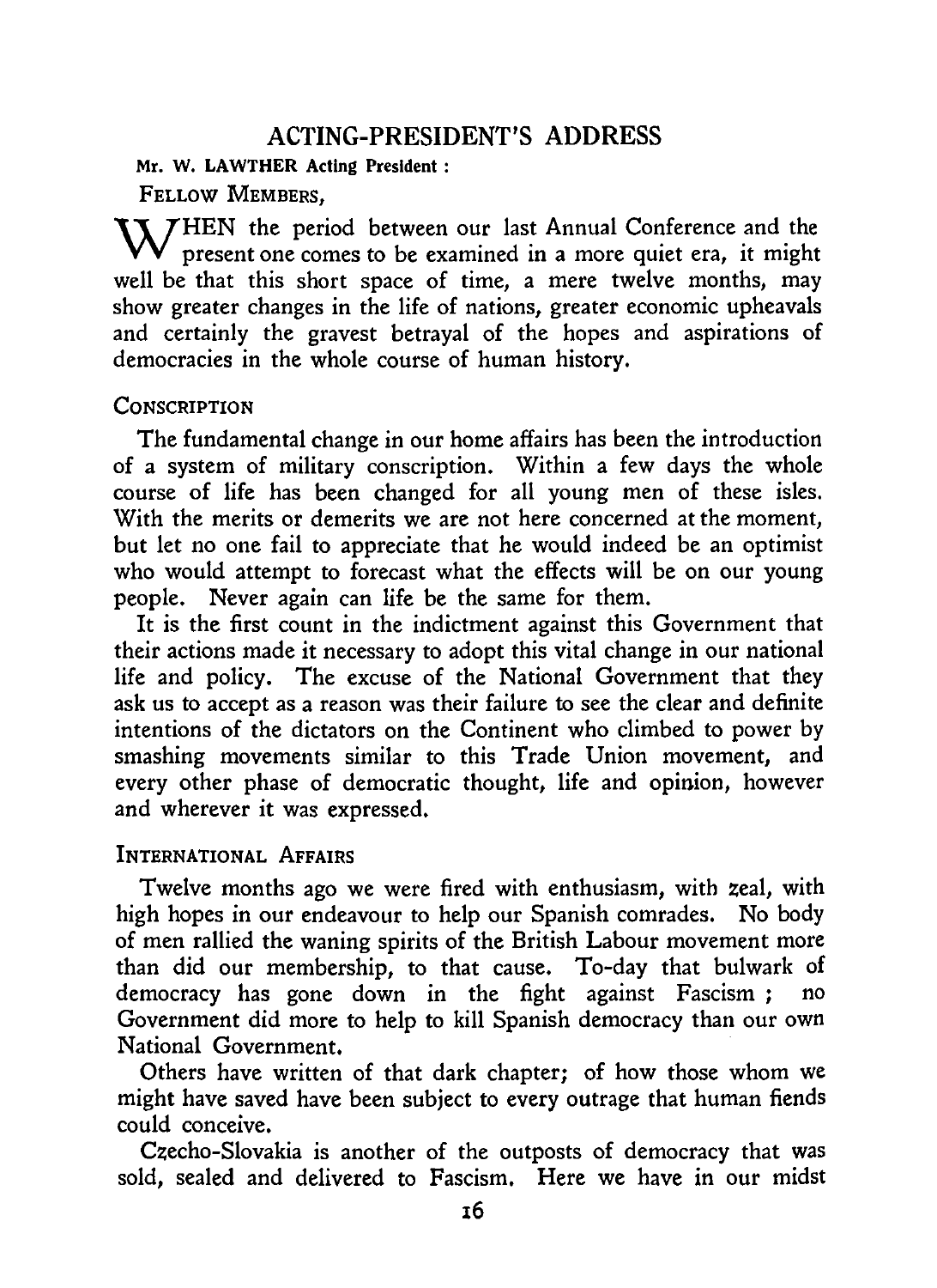## ACTING-PRESIDENT'S ADDRESS

**Mr. W. LAWTHER Acting President :**

FELLOW MEMBERS,

WHEN the period between our last Annual Conference and the present one comes to be examined in a more quiet era, it might well be that this short space of time, a mere twelve months, may show greater changes in the life of nations, greater economic upheavals and certainly the gravest betrayal of the hopes and aspirations of democracies in the whole course of human history.

### CONSCRIPTION

The fundamental change in our home affairs has been the introduction of a system of military conscription. Within a few days the whole course of life has been changed for all young men of these isles. With the merits or demerits we are not here concerned at the moment, but let no one fail to appreciate that he would indeed be an optimist who would attempt to forecast what the effects will be on our young people. Never again can life be the same for them.

It is the first count in the indictment against this Government that their actions made it necessary to adopt this vital change in our national life and policy. The excuse of the National Government that they ask us to accept as a reason was their failure to see the clear and definite intentions of the dictators on the Continent who climbed to power by smashing movements similar to this Trade Union movement, and every other phase of democratic thought, life and opinion, however and wherever it was expressed.

### INTERNATIONAL AFFAIRS

Twelve months ago we were fired with enthusiasm, with zeal, with high hopes in our endeavour to help our Spanish comrades. No body of men rallied the waning spirits of the British Labour movement more than did our membership, to that cause. To-day that bulwark of democracy has gone down in the fight against Fascism ; no Government did more to help to kill Spanish democracy than our own National Government.

Others have written of that dark chapter; of how those whom we might have saved have been subject to every outrage that human fiends could conceive.

Czecho-Slovakia is another of the outposts of democracy that was sold, sealed and delivered to Fascism. Here we have in our midst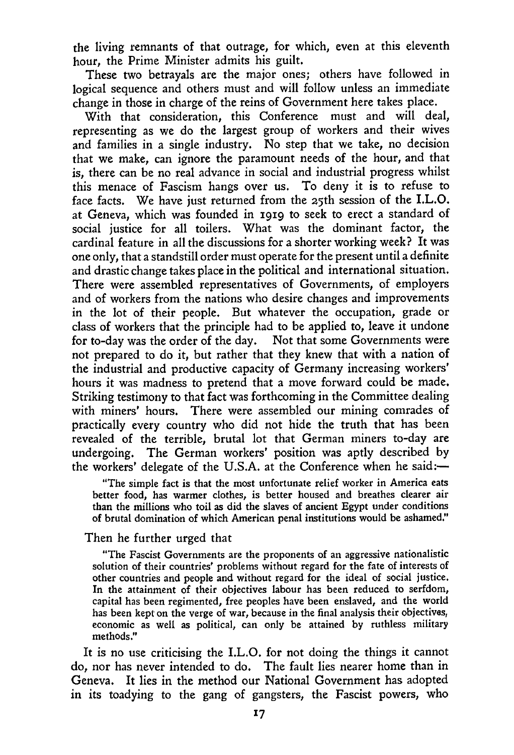the living remnants of that outrage, for which, even at this eleventh hour, the Prime Minister admits his guilt.

These two betrayals are the major ones; others have followed in logical sequence and others must and will follow unless an immediate change in those in charge of the reins of Government here takes place.

With that consideration, this Conference must and will deal, representing as we do the largest group of workers and their wives and families in a single industry. No step that we take, no decision that we make, can ignore the paramount needs of the hour, and that is, there can be no real advance in social and industrial progress whilst this menace of Fascism hangs over us. To deny it is to refuse to face facts. We have just returned from the 25th session of the I.L.O. at Geneva, which was founded in 1919 to seek to erect a standard of social justice for all toilers. What was the dominant factor, the cardinal feature in all the discussions for a shorter working week? It was one only, that a standstill order must operate for the present until a definite and drastic change takes place in the political and international situation. There were assembled representatives of Governments, of employers and of workers from the nations who desire changes and improvements in the lot of their people. But whatever the occupation, grade or class of workers that the principle had to be applied to, leave it undone for to-day was the order of the day. Not that some Governments were not prepared to do it, but rather that they knew that with a nation of the industrial and productive capacity of Germany increasing workers' hours it was madness to pretend that a move forward could be made. Striking testimony to that fact was forthcoming in the Committee dealing with miners' hours. There were assembled our mining comrades of practically every country who did not hide the truth that has been revealed of the terrible, brutal lot that German miners to-day are undergoing. The German workers' position was aptly described by the workers' delegate of the U.S.A. at the Conference when he said:—

> "The simple fact is that the most unfortunate relief worker in America eats better food, has warmer clothes, is better housed and breathes clearer air than the millions who toil as did the slaves of ancient Egypt under conditions of brutal domination of which American penal institutions would be ashamed."

Then he further urged that

> "The Fascist Governments are the proponents of an aggressive nationalistic solution of their countries' problems without regard for the fate of interests of other countries and people and without regard for the ideal of social justice. In the attainment of their objectives labour has been reduced to serfdom, capital has been regimented, free peoples have been enslaved, and the world has been kept on the verge of war, because in the final analysis their objectives, economic as well as political, can only be attained by ruthless military methods."

It is no use criticising the I.L.O. for not doing the things it cannot do, nor has never intended to do. The fault lies nearer home than in Geneva. It lies in the method our National Government has adopted in its toadying to the gang of gangsters, the Fascist powers, who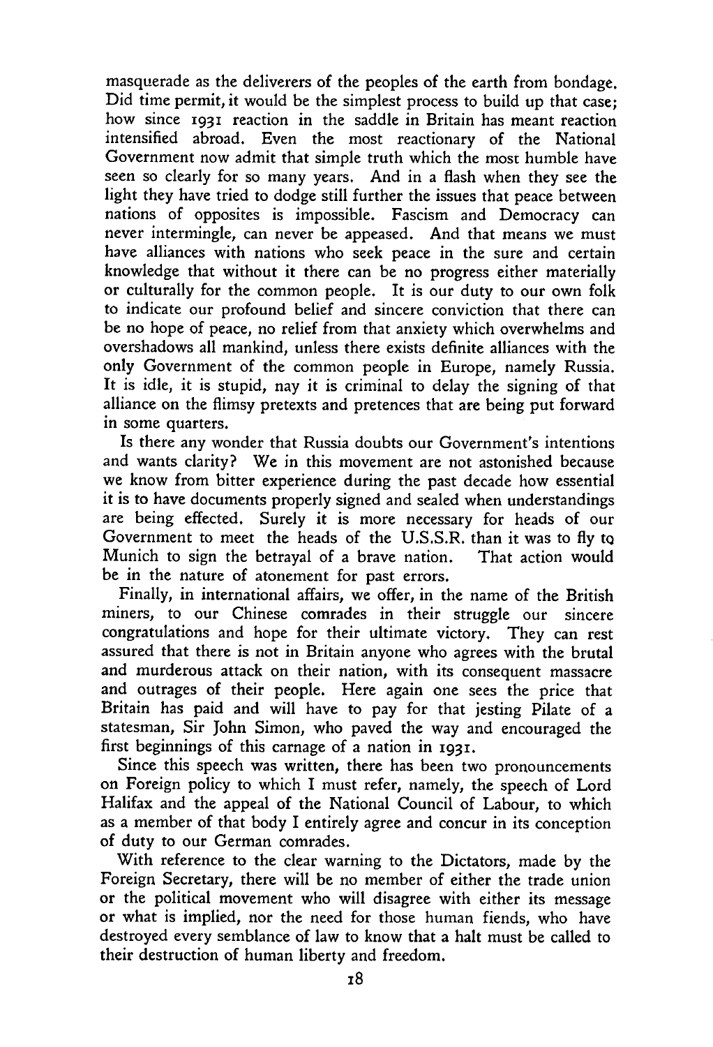masquerade as the deliverers of the peoples of the earth from bondage. Did time permit, it would be the simplest process to build up that case; how since 1931 reaction in the saddle in Britain has meant reaction intensified abroad. Even the most reactionary of the National Government now admit that simple truth which the most humble have seen so clearly for so many years. And in a flash when they see the light they have tried to dodge still further the issues that peace between nations of opposites is impossible. Fascism and Democracy can never intermingle, can never be appeased. And that means we must have alliances with nations who seek peace in the sure and certain knowledge that without it there can be no progress either materially or culturally for the common people. It is our duty to our own folk to indicate our profound belief and sincere conviction that there can be no hope of peace, no relief from that anxiety which overwhelms and overshadows all mankind, unless there exists definite alliances with the only Government of the common people in Europe, namely Russia. It is idle, it is stupid, nay it is criminal to delay the signing of that alliance on the flimsy pretexts and pretences that are being put forward in some quarters.

Is there any wonder that Russia doubts our Government's intentions and wants clarity? We in this movement are not astonished because we know from bitter experience during the past decade how essential it is to have documents properly signed and sealed when understandings are being effected. Surely it is more necessary for heads of our Government to meet the heads of the U.S.S.R. than it was to fly to Munich to sign the betrayal of a brave nation. That action would be in the nature of atonement for past errors.

Finally, in international affairs, we offer, in the name of the British miners, to our Chinese comrades in their struggle our sincere congratulations and hope for their ultimate victory. They can rest assured that there is not in Britain anyone who agrees with the brutal and murderous attack on their nation, with its consequent massacre and outrages of their people. Here again one sees the price that Britain has paid and will have to pay for that jesting Pilate of a statesman, Sir John Simon, who paved the way and encouraged the first beginnings of this carnage of a nation in 1931.

Since this speech was written, there has been two pronouncements on Foreign policy to which I must refer, namely, the speech of Lord Halifax and the appeal of the National Council of Labour, to which as a member of that body I entirely agree and concur in its conception of duty to our German comrades.

With reference to the clear warning to the Dictators, made by the Foreign Secretary, there will be no member of either the trade union or the political movement who will disagree with either its message or what is implied, nor the need for those human fiends, who have destroyed every semblance of law to know that a halt must be called to their destruction of human liberty and freedom.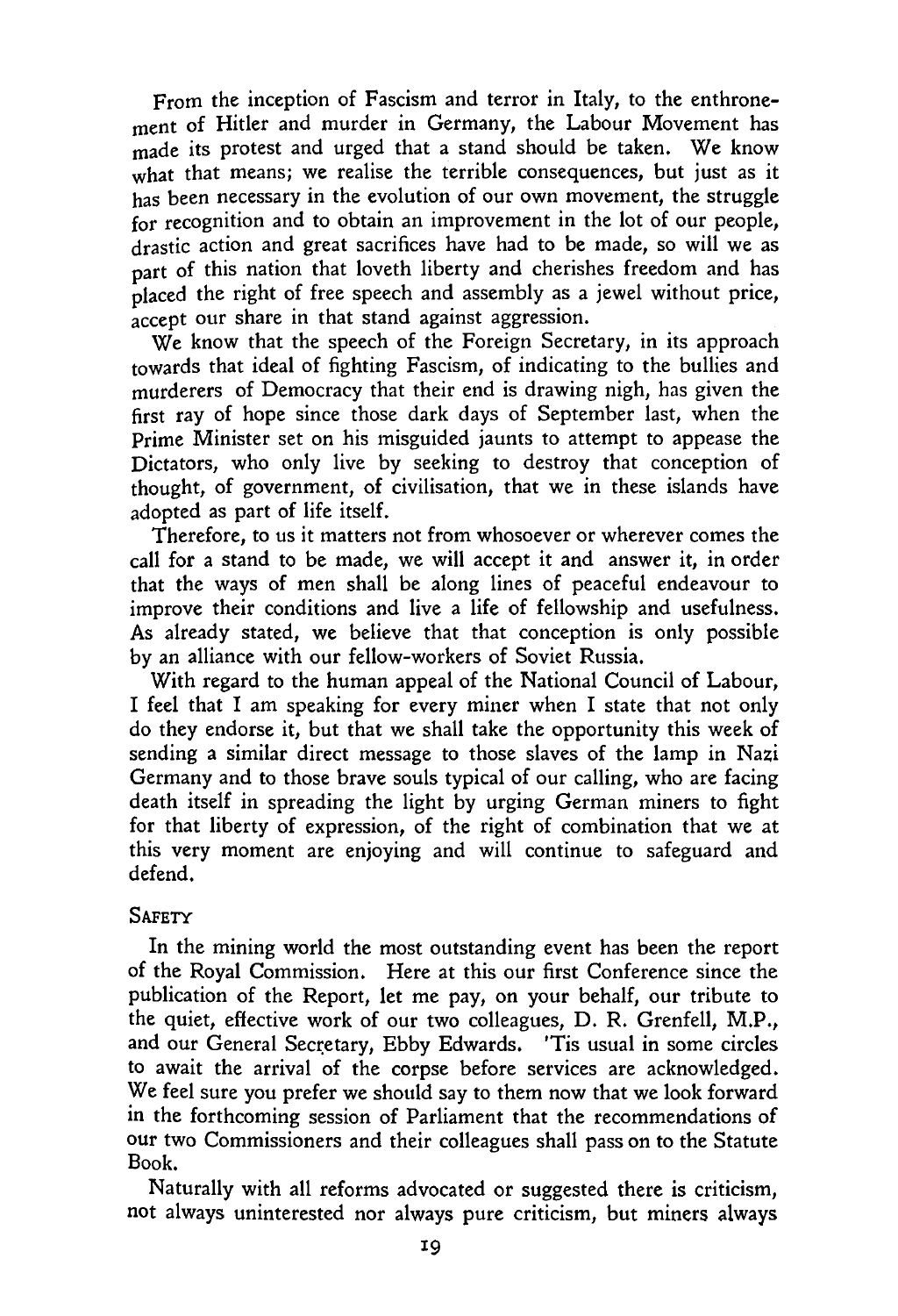From the inception of Fascism and terror in Italy, to the enthronement of Hitler and murder in Germany, the Labour Movement has made its protest and urged that a stand should be taken. We know what that means; we realise the terrible consequences, but just as it has been necessary in the evolution of our own movement, the struggle for recognition and to obtain an improvement in the lot of our people, drastic action and great sacrifices have had to be made, so will we as part of this nation that loveth liberty and cherishes freedom and has placed the right of free speech and assembly as a jewel without price, accept our share in that stand against aggression.

We know that the speech of the Foreign Secretary, in its approach towards that ideal of fighting Fascism, of indicating to the bullies and murderers of Democracy that their end is drawing nigh, has given the first ray of hope since those dark days of September last, when the Prime Minister set on his misguided jaunts to attempt to appease the Dictators, who only live by seeking to destroy that conception of thought, of government, of civilisation, that we in these islands have adopted as part of life itself.

Therefore, to us it matters not from whosoever or wherever comes the call for a stand to be made, we will accept it and answer it, in order that the ways of men shall be along lines of peaceful endeavour to improve their conditions and live a life of fellowship and usefulness. As already stated, we believe that that conception is only possible by an alliance with our fellow-workers of Soviet Russia.

With regard to the human appeal of the National Council of Labour, I feel that I am speaking for every miner when I state that not only do they endorse it, but that we shall take the opportunity this week of sending a similar direct message to those slaves of the lamp in Nazi Germany and to those brave souls typical of our calling, who are facing death itself in spreading the light by urging German miners to fight for that liberty of expression, of the right of combination that we at this very moment are enjoying and will continue to safeguard and defend.

## SAFETY

In the mining world the most outstanding event has been the report of the Royal Commission. Here at this our first Conference since the publication of the Report, let me pay, on your behalf, our tribute to the quiet, effective work of our two colleagues, D. R. Grenfell, M.P., and our General Secretary, Ebby Edwards. 'Tis usual in some circles to await the arrival of the corpse before services are acknowledged. We feel sure you prefer we should say to them now that we look forward in the forthcoming session of Parliament that the recommendations of our two Commissioners and their colleagues shall pass on to the Statute Book.

Naturally with all reforms advocated or suggested there is criticism, not always uninterested nor always pure criticism, but miners always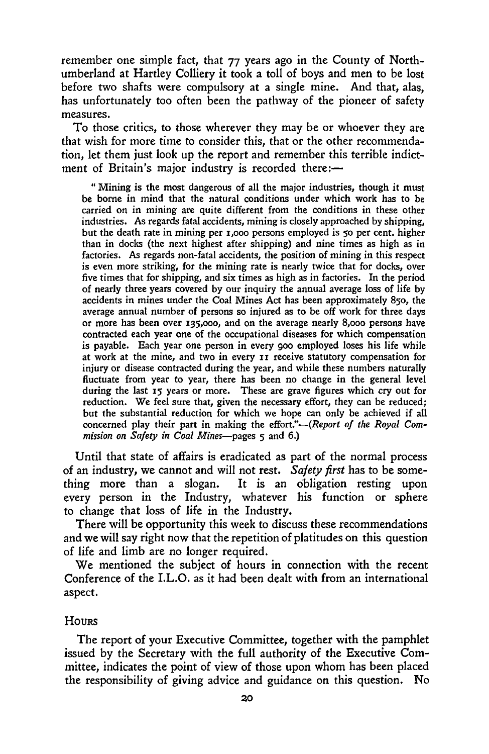remember one simple fact, that 77 years ago in the County of Northumberland at Hartley Colliery it took a toll of boys and men to be lost before two shafts were compulsory at a single mine. And that, alas, has unfortunately too often been the pathway of the pioneer of safety measures.

To those critics, to those wherever they may be or whoever they are that wish for more time to consider this, that or the other recommendation, let them just look up the report and remember this terrible indictment of Britain's major industry is recorded there:—

> "Mining is the most dangerous of all the major industries, though it must be borne in mind that the natural conditions under which work has to be carried on in mining are quite different from the conditions in these other industries. As regards fatal accidents, mining is closely approached by shipping, but the death rate in mining per 1,000 persons employed is 50 per cent. higher than in docks (the next highest after shipping) and nine times as high as in factories. As regards non-fatal accidents, the position of mining in this respect is even more striking, for the mining rate is nearly twice that for docks, over five times that for shipping, and six times as high as in factories. In the period of nearly three years covered by our inquiry the annual average loss of life by accidents in mines under the Coal Mines Act has been approximately 850, the average annual number of persons so injured as to be off work for three days or more has been over 135,000, and on the average nearly 8,000 persons have contracted each year one of the occupational diseases for which compensation is payable. Each year one person in every 900 employed loses his life while at work at the mine, and two in every 11 receive statutory compensation for injury or disease contracted during the year, and while these numbers naturally fluctuate from year to year, there has been no change in the general level during the last 15 years or more. These are grave figures which cry out for reduction. We feel sure that, given the necessary effort, they can be reduced; but the substantial reduction for which we hope can only be achieved if all concerned play their part in making the effort."—(*Report of the Royal Commission on Safety in Coal Mines*—pages 5 and 6.)

Until that state of affairs is eradicated as part of the normal process of an industry, we cannot and will not rest. *Safety first* has to be something more than a slogan. It is an obligation resting upon every person in the Industry, whatever his function or sphere to change that loss of life in the Industry.

There will be opportunity this week to discuss these recommendations and we will say right now that the repetition of platitudes on this question of life and limb are no longer required.

We mentioned the subject of hours in connection with the recent Conference of the I.L.O. as it had been dealt with from an international aspect.

## Hours

The report of your Executive Committee, together with the pamphlet issued by the Secretary with the full authority of the Executive Committee, indicates the point of view of those upon whom has been placed the responsibility of giving advice and guidance on this question. No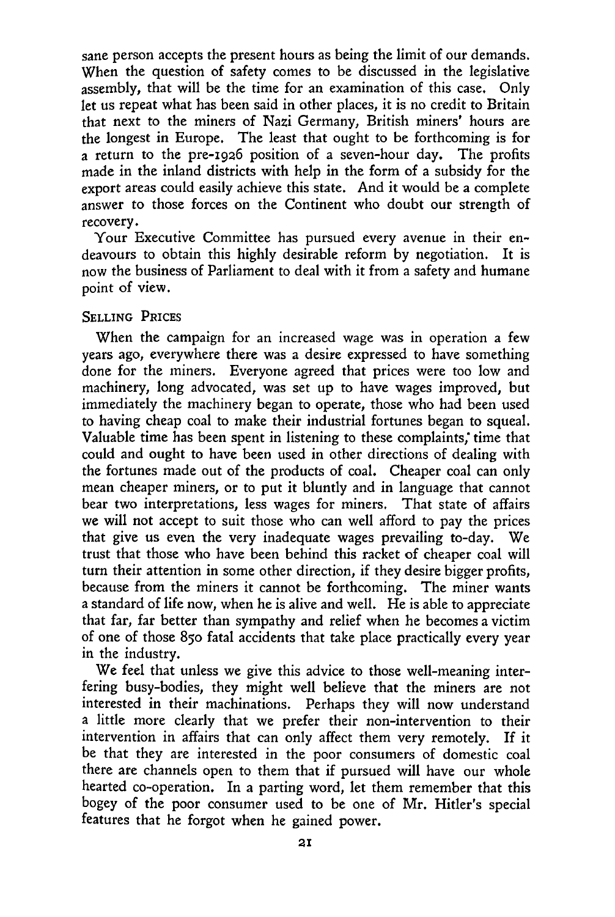sane person accepts the present hours as being the limit of our demands. When the question of safety comes to be discussed in the legislative assembly, that will be the time for an examination of this case. Only let us repeat what has been said in other places, it is no credit to Britain that next to the miners of Nazi Germany, British miners' hours are the longest in Europe. The least that ought to be forthcoming is for a return to the pre-1926 position of a seven-hour day. The profits made in the inland districts with help in the form of a subsidy for the export areas could easily achieve this state. And it would be a complete answer to those forces on the Continent who doubt our strength of recovery.

Your Executive Committee has pursued every avenue in their endeavours to obtain this highly desirable reform by negotiation. It is now the business of Parliament to deal with it from a safety and humane point of view.

## Selling Prices

When the campaign for an increased wage was in operation a few years ago, everywhere there was a desire expressed to have something done for the miners. Everyone agreed that prices were too low and machinery, long advocated, was set up to have wages improved, but immediately the machinery began to operate, those who had been used to having cheap coal to make their industrial fortunes began to squeal. Valuable time has been spent in listening to these complaints; time that could and ought to have been used in other directions of dealing with the fortunes made out of the products of coal. Cheaper coal can only mean cheaper miners, or to put it bluntly and in language that cannot bear two interpretations, less wages for miners. That state of affairs we will not accept to suit those who can well afford to pay the prices that give us even the very inadequate wages prevailing to-day. We trust that those who have been behind this racket of cheaper coal will turn their attention in some other direction, if they desire bigger profits, because from the miners it cannot be forthcoming. The miner wants a standard of life now, when he is alive and well. He is able to appreciate that far, far better than sympathy and relief when he becomes a victim of one of those 850 fatal accidents that take place practically every year in the industry.

We feel that unless we give this advice to those well-meaning interfering busy-bodies, they might well believe that the miners are not interested in their machinations. Perhaps they will now understand a little more clearly that we prefer their non-intervention to their intervention in affairs that can only affect them very remotely. If it be that they are interested in the poor consumers of domestic coal there are channels open to them that if pursued will have our whole hearted co-operation. In a parting word, let them remember that this bogey of the poor consumer used to be one of Mr. Hitler's special features that he forgot when he gained power.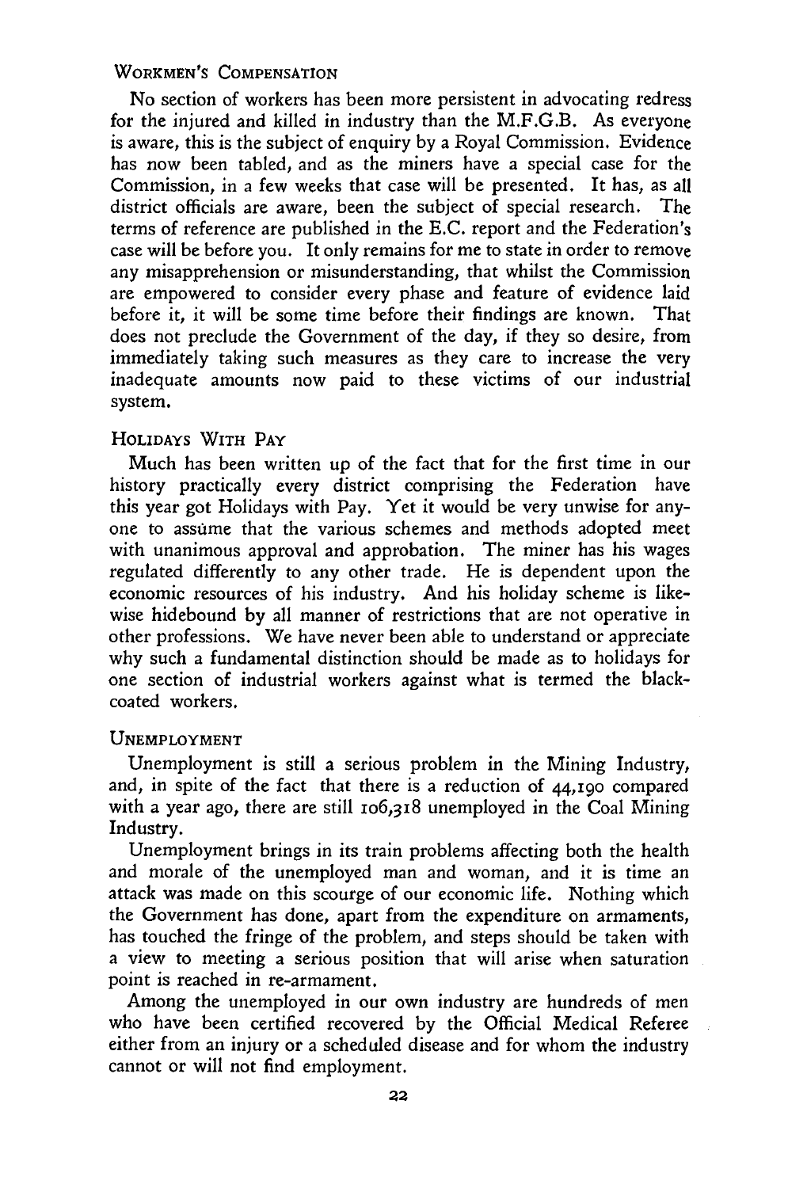## Workmen's Compensation

No section of workers has been more persistent in advocating redress for the injured and killed in industry than the M.F.G.B. As everyone is aware, this is the subject of enquiry by a Royal Commission. Evidence has now been tabled, and as the miners have a special case for the Commission, in a few weeks that case will be presented. It has, as all district officials are aware, been the subject of special research. The terms of reference are published in the E.C. report and the Federation's case will be before you. It only remains for me to state in order to remove any misapprehension or misunderstanding, that whilst the Commission are empowered to consider every phase and feature of evidence laid before it, it will be some time before their findings are known. That does not preclude the Government of the day, if they so desire, from immediately taking such measures as they care to increase the very inadequate amounts now paid to these victims of our industrial system.

## Holidays With Pay

Much has been written up of the fact that for the first time in our history practically every district comprising the Federation have this year got Holidays with Pay. Yet it would be very unwise for anyone to assume that the various schemes and methods adopted meet with unanimous approval and approbation. The miner has his wages regulated differently to any other trade. He is dependent upon the economic resources of his industry. And his holiday scheme is likewise hidebound by all manner of restrictions that are not operative in other professions. We have never been able to understand or appreciate why such a fundamental distinction should be made as to holidays for one section of industrial workers against what is termed the black-coated workers.

## Unemployment

Unemployment is still a serious problem in the Mining Industry, and, in spite of the fact that there is a reduction of 44,190 compared with a year ago, there are still 106,318 unemployed in the Coal Mining Industry.

Unemployment brings in its train problems affecting both the health and morale of the unemployed man and woman, and it is time an attack was made on this scourge of our economic life. Nothing which the Government has done, apart from the expenditure on armaments, has touched the fringe of the problem, and steps should be taken with a view to meeting a serious position that will arise when saturation point is reached in re-armament.

Among the unemployed in our own industry are hundreds of men who have been certified recovered by the Official Medical Referee either from an injury or a scheduled disease and for whom the industry cannot or will not find employment.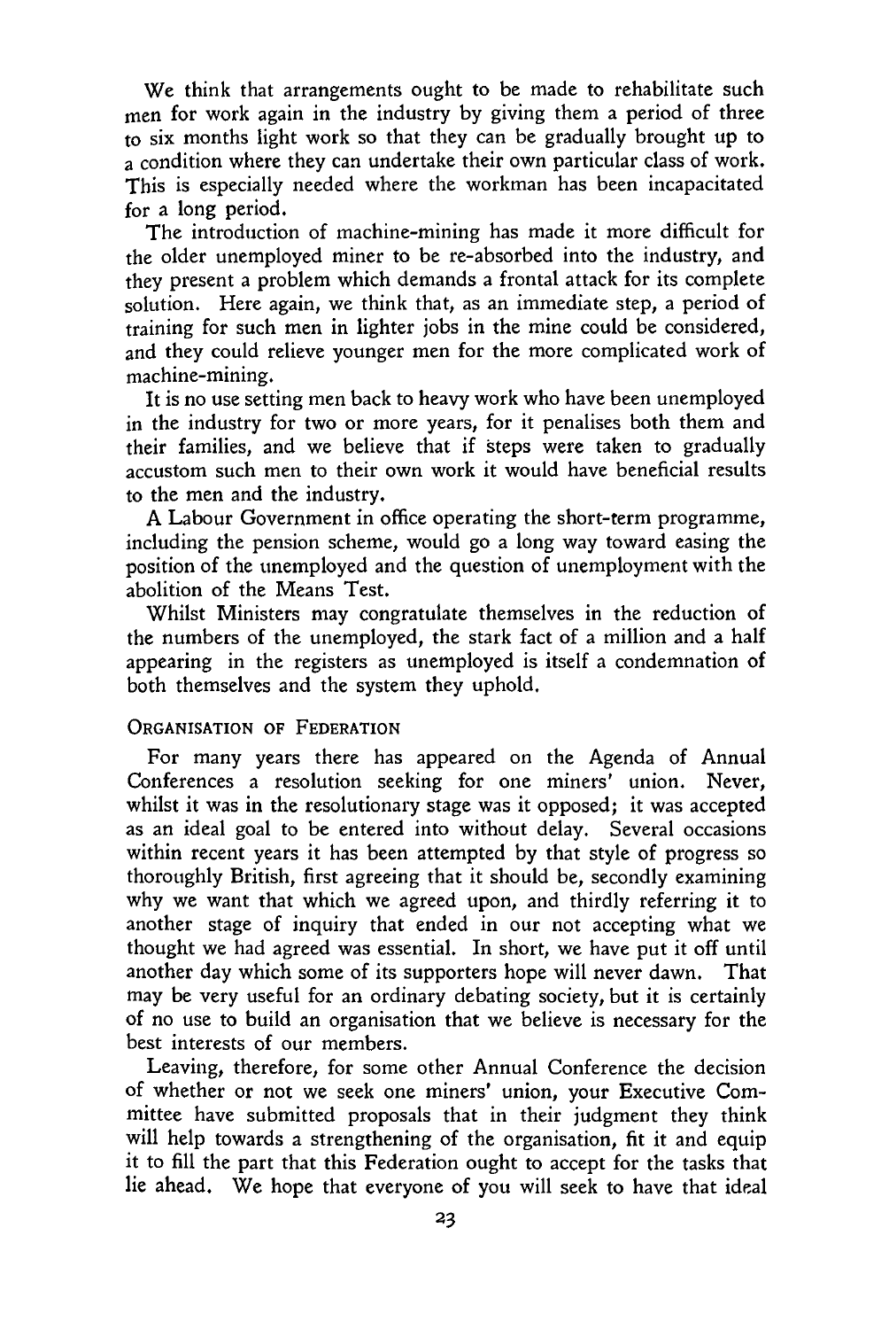We think that arrangements ought to be made to rehabilitate such men for work again in the industry by giving them a period of three to six months light work so that they can be gradually brought up to a condition where they can undertake their own particular class of work. This is especially needed where the workman has been incapacitated for a long period.

The introduction of machine-mining has made it more difficult for the older unemployed miner to be re-absorbed into the industry, and they present a problem which demands a frontal attack for its complete solution. Here again, we think that, as an immediate step, a period of training for such men in lighter jobs in the mine could be considered, and they could relieve younger men for the more complicated work of machine-mining.

It is no use setting men back to heavy work who have been unemployed in the industry for two or more years, for it penalises both them and their families, and we believe that if steps were taken to gradually accustom such men to their own work it would have beneficial results to the men and the industry.

A Labour Government in office operating the short-term programme, including the pension scheme, would go a long way toward easing the position of the unemployed and the question of unemployment with the abolition of the Means Test.

Whilst Ministers may congratulate themselves in the reduction of the numbers of the unemployed, the stark fact of a million and a half appearing in the registers as unemployed is itself a condemnation of both themselves and the system they uphold.

## Organisation of Federation

For many years there has appeared on the Agenda of Annual Conferences a resolution seeking for one miners' union. Never, whilst it was in the resolutionary stage was it opposed; it was accepted as an ideal goal to be entered into without delay. Several occasions within recent years it has been attempted by that style of progress so thoroughly British, first agreeing that it should be, secondly examining why we want that which we agreed upon, and thirdly referring it to another stage of inquiry that ended in our not accepting what we thought we had agreed was essential. In short, we have put it off until another day which some of its supporters hope will never dawn. That may be very useful for an ordinary debating society, but it is certainly of no use to build an organisation that we believe is necessary for the best interests of our members.

Leaving, therefore, for some other Annual Conference the decision of whether or not we seek one miners' union, your Executive Committee have submitted proposals that in their judgment they think will help towards a strengthening of the organisation, fit it and equip it to fill the part that this Federation ought to accept for the tasks that lie ahead. We hope that everyone of you will seek to have that ideal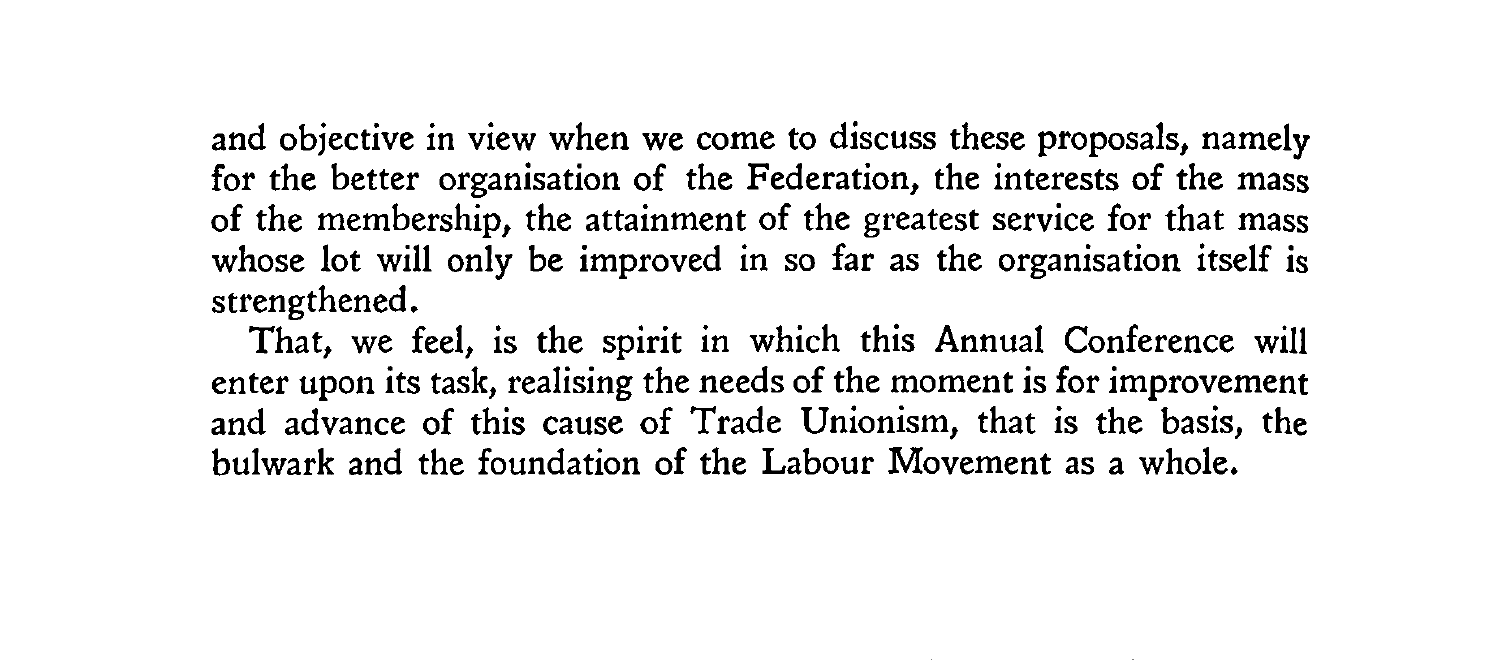and objective in view when we come to discuss these proposals, namely for the better organisation of the Federation, the interests of the mass of the membership, the attainment of the greatest service for that mass whose lot will only be improved in so far as the organisation itself is strengthened.

That, we feel, is the spirit in which this Annual Conference will enter upon its task, realising the needs of the moment is for improvement and advance of this cause of Trade Unionism, that is the basis, the bulwark and the foundation of the Labour Movement as a whole.